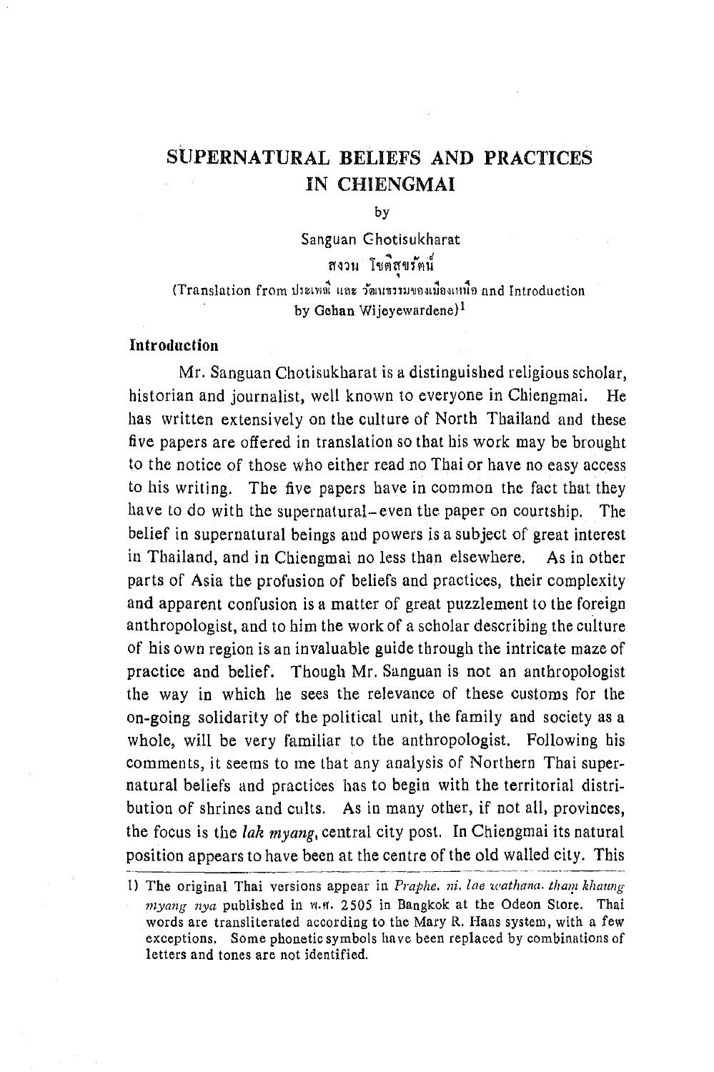# SUPERNATURAL BELIEFS AND PRACTICES IN CHIENGMAI

by

Sanguan Chotisukharat

สงวน โชติสุขรัตน์

(Translation from ประเพณี และ วัฒนธรรมของเมืองเหนือ and Introduction by Gehan Wijeyewardene)[1]

## Introduction

Mr. Sanguan Chotisukharat is a distinguished religious scholar, historian and journalist, well known to everyone in Chiengmai. He has written extensively on the culture of North Thailand and these five papers are offered in translation so that his work may be brought to the notice of those who either read no Thai or have no easy access to his writing. The five papers have in common the fact that they have to do with the supernatural–even the paper on courtship. The belief in supernatural beings and powers is a subject of great interest in Thailand, and in Chiengmai no less than elsewhere. As in other parts of Asia the profusion of beliefs and practices, their complexity and apparent confusion is a matter of great puzzlement to the foreign anthropologist, and to him the work of a scholar describing the culture of his own region is an invaluable guide through the intricate maze of practice and belief. Though Mr. Sanguan is not an anthropologist the way in which he sees the relevance of these customs for the on-going solidarity of the political unit, the family and society as a whole, will be very familiar to the anthropologist. Following his comments, it seems to me that any analysis of Northern Thai supernatural beliefs and practices has to begin with the territorial distribution of shrines and cults. As in many other, if not all, provinces, the focus is the *lak myang*, central city post. In Chiengmai its natural position appears to have been at the centre of the old walled city. This

---

1) The original Thai versions appear in *Praphe. ni. lae wathana. tham khaung myang nya* published in พ.ศ. 2505 in Bangkok at the Odeon Store. Thai words are transliterated according to the Mary R. Haas system, with a few exceptions. Some phonetic symbols have been replaced by combinations of letters and tones are not identified.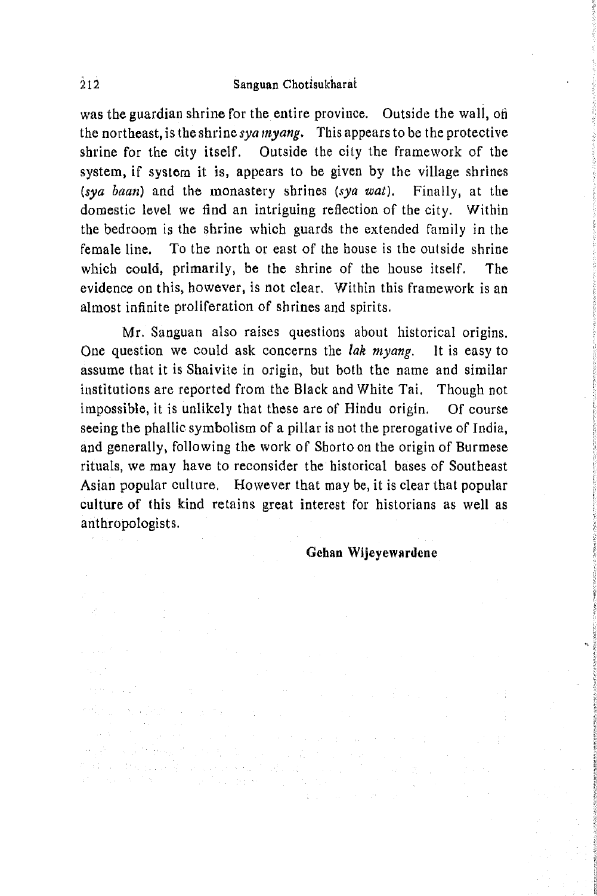was the guardian shrine for the entire province. Outside the wall, on the northeast, is the shrine *sya myang*. This appears to be the protective shrine for the city itself. Outside the city the framework of the system, if system it is, appears to be given by the village shrines (*sya baan*) and the monastery shrines (*sya wat*). Finally, at the domestic level we find an intriguing reflection of the city. Within the bedroom is the shrine which guards the extended family in the female line. To the north or east of the house is the outside shrine which could, primarily, be the shrine of the house itself. The evidence on this, however, is not clear. Within this framework is an almost infinite proliferation of shrines and spirits.

Mr. Sanguan also raises questions about historical origins. One question we could ask concerns the *lak myang*. It is easy to assume that it is Shaivite in origin, but both the name and similar institutions are reported from the Black and White Tai. Though not impossible, it is unlikely that these are of Hindu origin. Of course seeing the phallic symbolism of a pillar is not the prerogative of India, and generally, following the work of Shorto on the origin of Burmese rituals, we may have to reconsider the historical bases of Southeast Asian popular culture. However that may be, it is clear that popular culture of this kind retains great interest for historians as well as anthropologists.

**Gehan Wijeyewardene**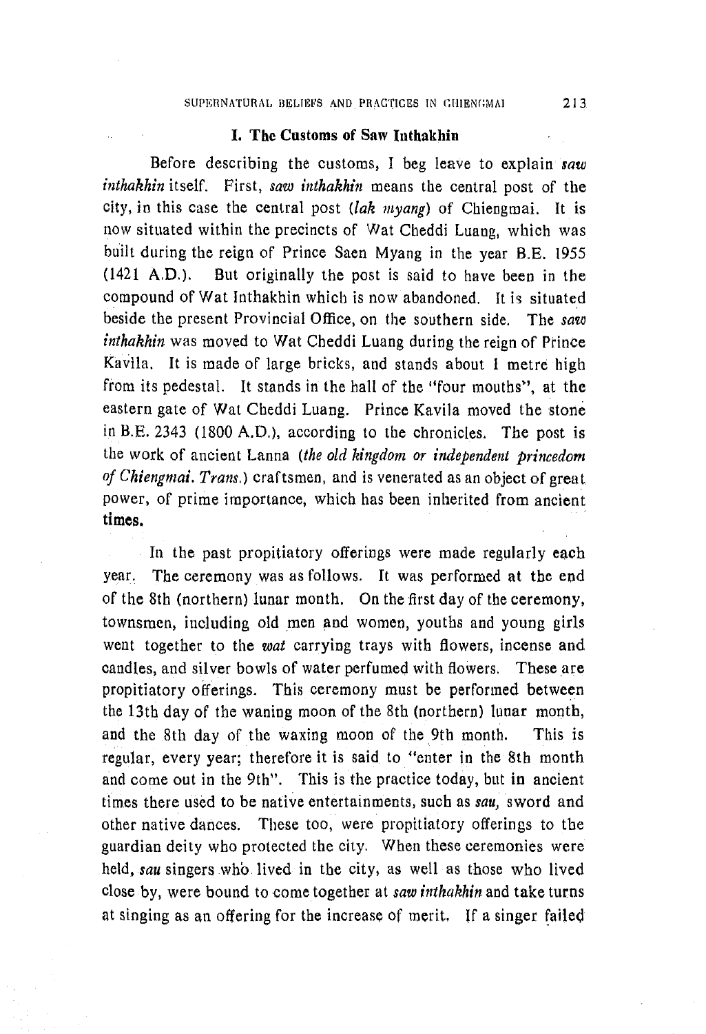## I. The Customs of Saw Inthakhin

Before describing the customs, I beg leave to explain *saw inthakhin* itself. First, *saw inthakhin* means the central post of the city, in this case the central post (*lak myang*) of Chiengmai. It is now situated within the precincts of Wat Cheddi Luang, which was built during the reign of Prince Saen Myang in the year B.E. 1955 (1421 A.D.). But originally the post is said to have been in the compound of Wat Inthakhin which is now abandoned. It is situated beside the present Provincial Office, on the southern side. The *saw inthakhin* was moved to Wat Cheddi Luang during the reign of Prince Kavila. It is made of large bricks, and stands about 1 metre high from its pedestal. It stands in the hall of the "four mouths", at the eastern gate of Wat Cheddi Luang. Prince Kavila moved the stone in B.E. 2343 (1800 A.D.), according to the chronicles. The post is the work of ancient Lanna (*the old kingdom or independent princedom of Chiengmai. Trans.*) craftsmen, and is venerated as an object of great power, of prime importance, which has been inherited from ancient times.

In the past propitiatory offerings were made regularly each year. The ceremony was as follows. It was performed at the end of the 8th (northern) lunar month. On the first day of the ceremony, townsmen, including old men and women, youths and young girls went together to the *wat* carrying trays with flowers, incense and candles, and silver bowls of water perfumed with flowers. These are propitiatory offerings. This ceremony must be performed between the 13th day of the waning moon of the 8th (northern) lunar month, and the 8th day of the waxing moon of the 9th month. This is regular, every year; therefore it is said to "enter in the 8th month and come out in the 9th". This is the practice today, but in ancient times there used to be native entertainments, such as *sau,* sword and other native dances. These too, were propitiatory offerings to the guardian deity who protected the city. When these ceremonies were held, *sau* singers who lived in the city, as well as those who lived close by, were bound to come together at *saw inthakhin* and take turns at singing as an offering for the increase of merit. If a singer failed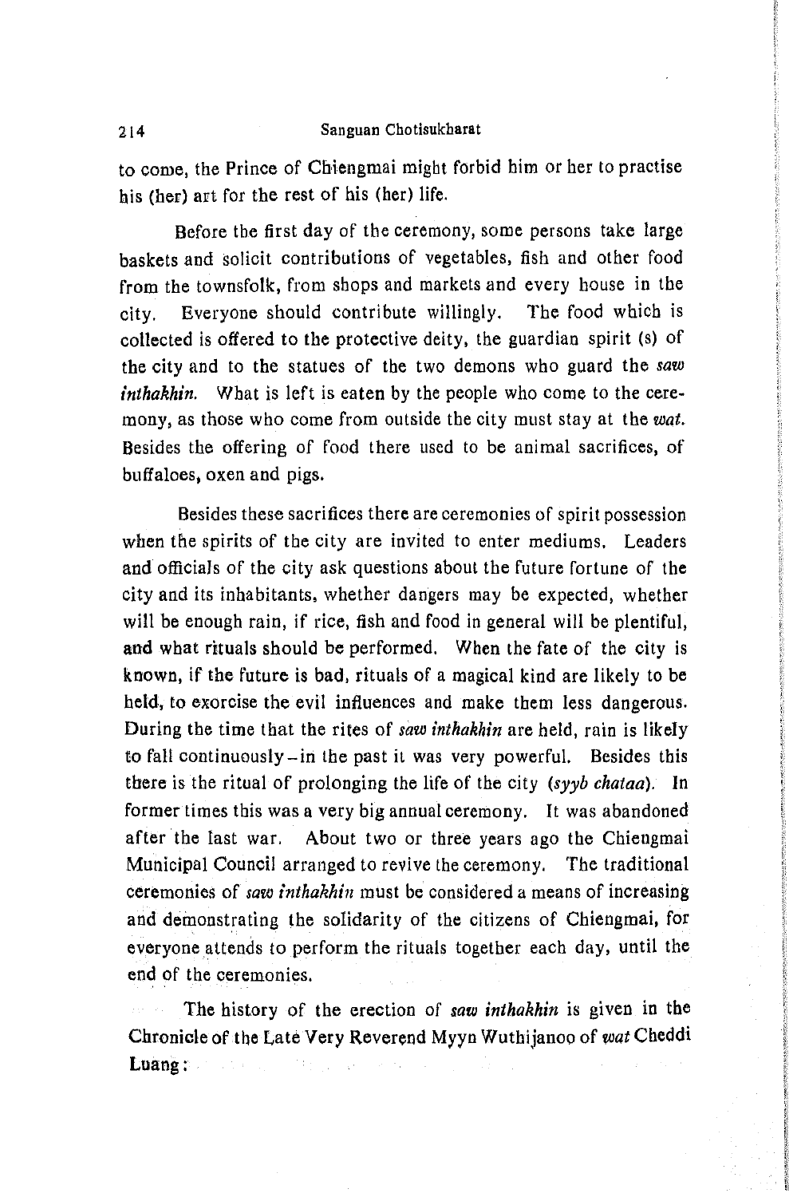to come, the Prince of Chiengmai might forbid him or her to practise his (her) art for the rest of his (her) life.

Before the first day of the ceremony, some persons take large baskets and solicit contributions of vegetables, fish and other food from the townsfolk, from shops and markets and every house in the city. Everyone should contribute willingly. The food which is collected is offered to the protective deity, the guardian spirit (s) of the city and to the statues of the two demons who guard the *saw inthakhin*. What is left is eaten by the people who come to the ceremony, as those who come from outside the city must stay at the *wat*. Besides the offering of food there used to be animal sacrifices, of buffaloes, oxen and pigs.

Besides these sacrifices there are ceremonies of spirit possession when the spirits of the city are invited to enter mediums. Leaders and officials of the city ask questions about the future fortune of the city and its inhabitants, whether dangers may be expected, whether will be enough rain, if rice, fish and food in general will be plentiful, and what rituals should be performed. When the fate of the city is known, if the future is bad, rituals of a magical kind are likely to be held, to exorcise the evil influences and make them less dangerous. During the time that the rites of *saw inthakhin* are held, rain is likely to fall continuously – in the past it was very powerful. Besides this there is the ritual of prolonging the life of the city (*syyb chataa*). In former times this was a very big annual ceremony. It was abandoned after the last war. About two or three years ago the Chiengmai Municipal Council arranged to revive the ceremony. The traditional ceremonies of *saw inthakhin* must be considered a means of increasing and demonstrating the solidarity of the citizens of Chiengmai, for everyone attends to perform the rituals together each day, until the end of the ceremonies.

The history of the erection of *saw inthakhin* is given in the Chronicle of the Late Very Reverend Myyn Wuthijanoo of *wat* Cheddi Luang: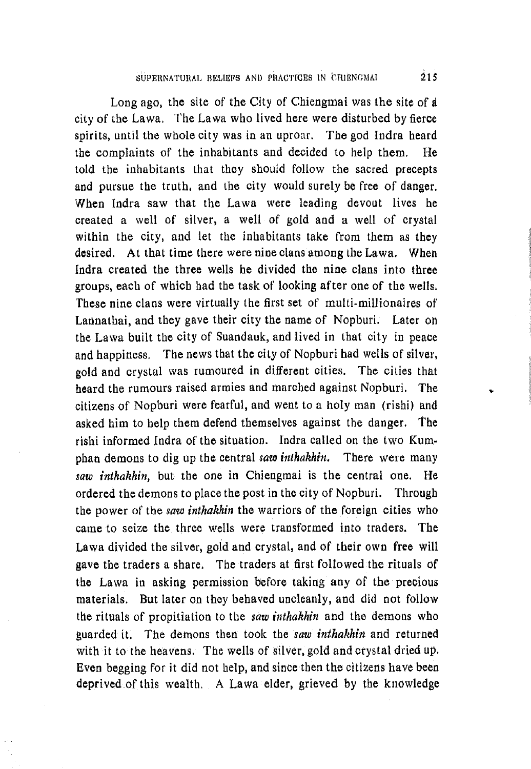Long ago, the site of the City of Chiengmai was the site of a city of the Lawa. The Lawa who lived here were disturbed by fierce spirits, until the whole city was in an uproar. The god Indra heard the complaints of the inhabitants and decided to help them. He told the inhabitants that they should follow the sacred precepts and pursue the truth, and the city would surely be free of danger. When Indra saw that the Lawa were leading devout lives he created a well of silver, a well of gold and a well of crystal within the city, and let the inhabitants take from them as they desired. At that time there were nine clans among the Lawa. When Indra created the three wells he divided the nine clans into three groups, each of which had the task of looking after one of the wells. These nine clans were virtually the first set of multi-millionaires of Lannathai, and they gave their city the name of Nopburi. Later on the Lawa built the city of Suandauk, and lived in that city in peace and happiness. The news that the city of Nopburi had wells of silver, gold and crystal was rumoured in different cities. The cities that heard the rumours raised armies and marched against Nopburi. The citizens of Nopburi were fearful, and went to a holy man (rishi) and asked him to help them defend themselves against the danger. The rishi informed Indra of the situation. Indra called on the two Kumphan demons to dig up the central *saw inthakhin*. There were many *saw inthakhin*, but the one in Chiengmai is the central one. He ordered the demons to place the post in the city of Nopburi. Through the power of the *saw inthakhin* the warriors of the foreign cities who came to seize the three wells were transformed into traders. The Lawa divided the silver, gold and crystal, and of their own free will gave the traders a share. The traders at first followed the rituals of the Lawa in asking permission before taking any of the precious materials. But later on they behaved uncleanly, and did not follow the rituals of propitiation to the *saw inthakhin* and the demons who guarded it. The demons then took the *saw inthakhin* and returned with it to the heavens. The wells of silver, gold and crystal dried up. Even begging for it did not help, and since then the citizens have been deprived of this wealth. A Lawa elder, grieved by the knowledge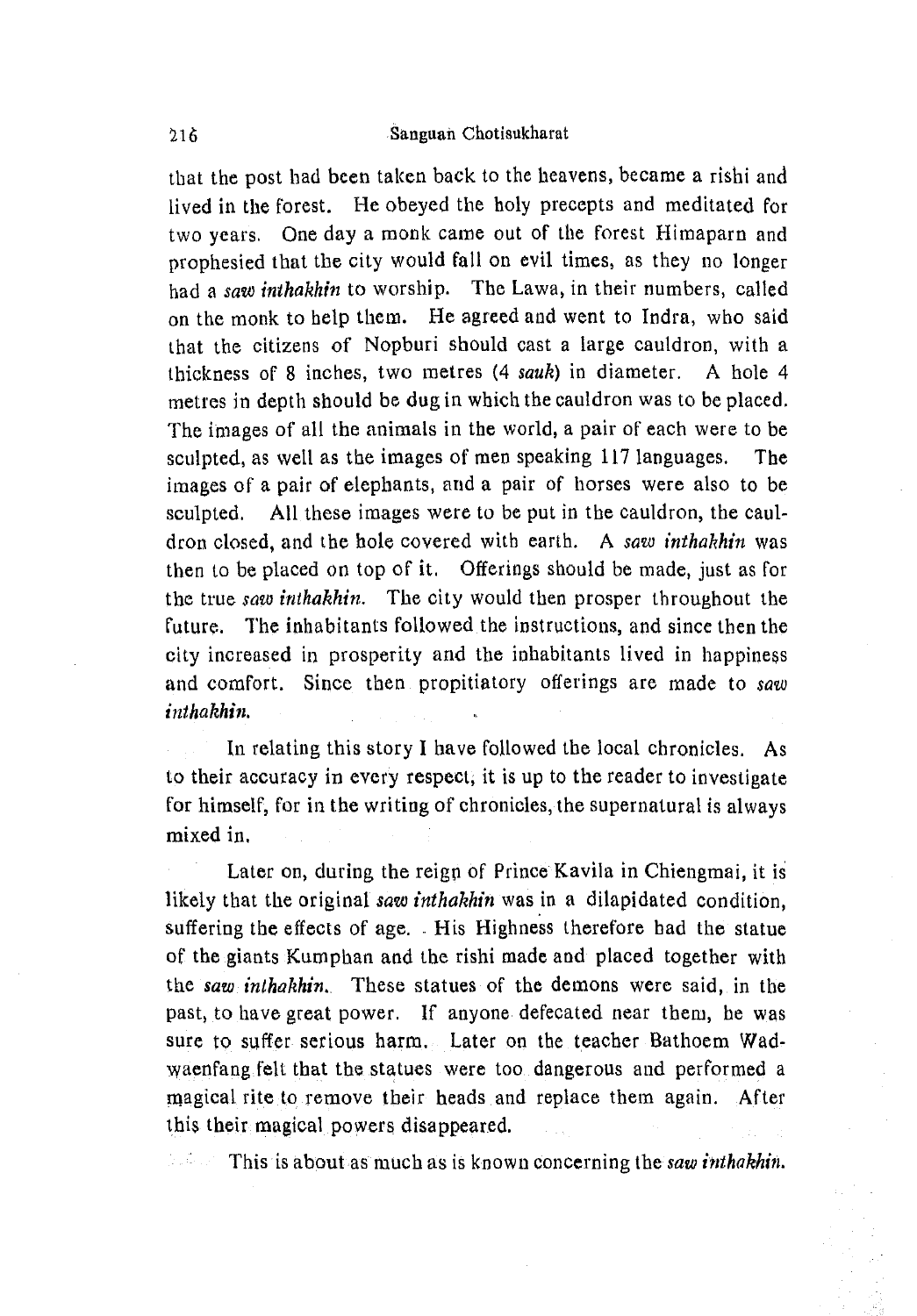that the post had been taken back to the heavens, became a rishi and lived in the forest. He obeyed the holy precepts and meditated for two years. One day a monk came out of the forest Himaparn and prophesied that the city would fall on evil times, as they no longer had a *saw inthakhin* to worship. The Lawa, in their numbers, called on the monk to help them. He agreed and went to Indra, who said that the citizens of Nopburi should cast a large cauldron, with a thickness of 8 inches, two metres (4 *sauk*) in diameter. A hole 4 metres in depth should be dug in which the cauldron was to be placed. The images of all the animals in the world, a pair of each were to be sculpted, as well as the images of men speaking 117 languages. The images of a pair of elephants, and a pair of horses were also to be sculpted. All these images were to be put in the cauldron, the cauldron closed, and the hole covered with earth. A *saw inthakhin* was then to be placed on top of it. Offerings should be made, just as for the true *saw inthakhin*. The city would then prosper throughout the future. The inhabitants followed the instructions, and since then the city increased in prosperity and the inhabitants lived in happiness and comfort. Since then propitiatory offerings are made to *saw inthakhin.*

In relating this story I have followed the local chronicles. As to their accuracy in every respect, it is up to the reader to investigate for himself, for in the writing of chronicles, the supernatural is always mixed in.

Later on, during the reign of Prince Kavila in Chiengmai, it is likely that the original *saw inthakhin* was in a dilapidated condition, suffering the effects of age. His Highness therefore had the statue of the giants Kumphan and the rishi made and placed together with the *saw inthakhin.* These statues of the demons were said, in the past, to have great power. If anyone defecated near them, he was sure to suffer serious harm. Later on the teacher Bathoem Wadwaenfang felt that the statues were too dangerous and performed a magical rite to remove their heads and replace them again. After this their magical powers disappeared.

This is about as much as is known concerning the *saw inthakhin.*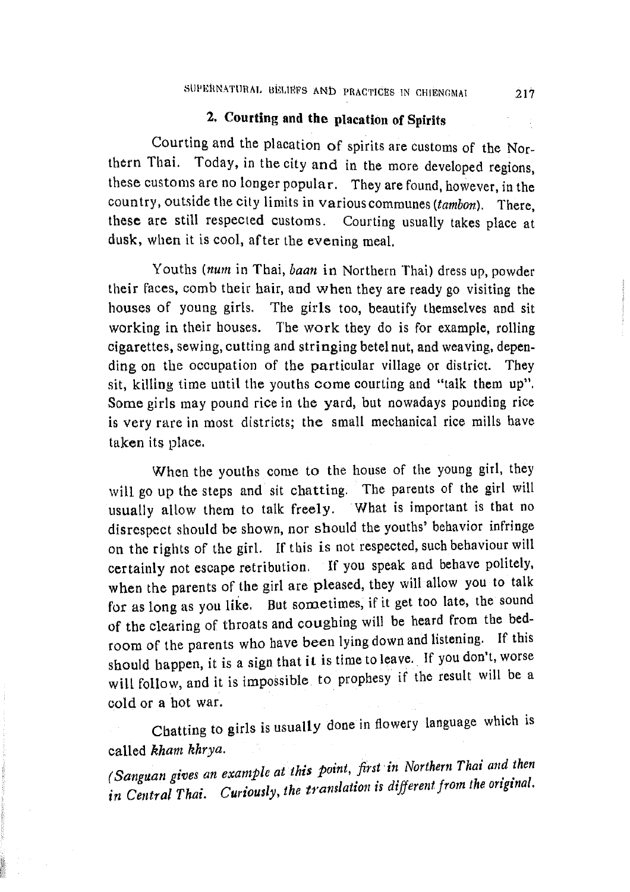## 2. Courting and the placation of Spirits

Courting and the placation of spirits are customs of the Northern Thai. Today, in the city and in the more developed regions, these customs are no longer popular. They are found, however, in the country, outside the city limits in various communes (*tambon*). There, these are still respected customs. Courting usually takes place at dusk, when it is cool, after the evening meal.

Youths (*num* in Thai, *baan* in Northern Thai) dress up, powder their faces, comb their hair, and when they are ready go visiting the houses of young girls. The girls too, beautify themselves and sit working in their houses. The work they do is for example, rolling cigarettes, sewing, cutting and stringing betel nut, and weaving, depending on the occupation of the particular village or district. They sit, killing time until the youths come courting and "talk them up". Some girls may pound rice in the yard, but nowadays pounding rice is very rare in most districts; the small mechanical rice mills have taken its place.

When the youths come to the house of the young girl, they will go up the steps and sit chatting. The parents of the girl will usually allow them to talk freely. What is important is that no disrespect should be shown, nor should the youths' behavior infringe on the rights of the girl. If this is not respected, such behaviour will certainly not escape retribution. If you speak and behave politely, when the parents of the girl are pleased, they will allow you to talk for as long as you like. But sometimes, if it get too late, the sound of the clearing of throats and coughing will be heard from the bedroom of the parents who have been lying down and listening. If this should happen, it is a sign that it is time to leave. If you don't, worse will follow, and it is impossible to prophesy if the result will be a cold or a hot war.

Chatting to girls is usually done in flowery language which is called ***kham khrya***.

*(Sanguan gives an example at this point, first in Northern Thai and then in Central Thai. Curiously, the translation is different from the original.*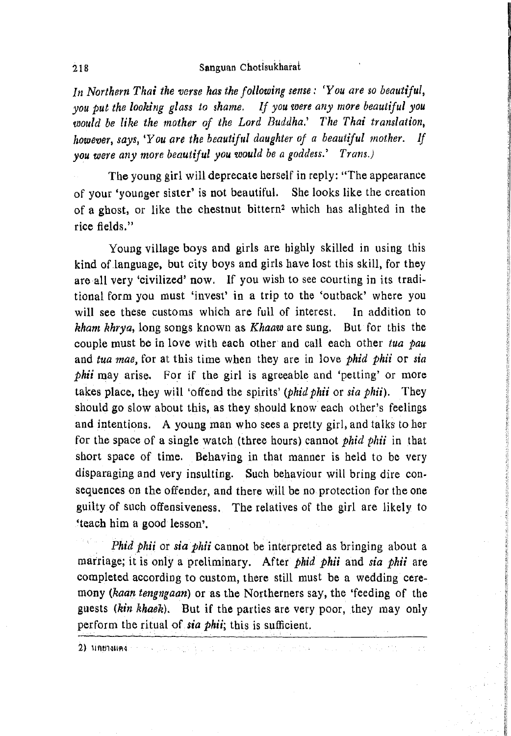*In Northern Thai the verse has the following sense: 'You are so beautiful, you put the looking glass to shame. If you were any more beautiful you would be like the mother of the Lord Buddha.' The Thai translation, however, says, 'You are the beautiful daughter of a beautiful mother. If you were any more beautiful you would be a goddess.' Trans.)*

The young girl will deprecate herself in reply: "The appearance of your 'younger sister' is not beautiful. She looks like the creation of a ghost, or like the chestnut bittern[2] which has alighted in the rice fields."

Young village boys and girls are highly skilled in using this kind of language, but city boys and girls have lost this skill, for they are all very 'civilized' now. If you wish to see courting in its traditional form you must 'invest' in a trip to the 'outback' where you will see these customs which are full of interest. In addition to *kham khrya*, long songs known as *Khaaw* are sung. But for this the couple must be in love with each other and call each other *tua pau* and *tua mae*, for at this time when they are in love *phid phii* or *sia phii* may arise. For if the girl is agreeable and 'petting' or more takes place, they will 'offend the spirits' (*phid phii* or *sia phii*). They should go slow about this, as they should know each other's feelings and intentions. A young man who sees a pretty girl, and talks to her for the space of a single watch (three hours) cannot *phid phii* in that short space of time. Behaving in that manner is held to be very disparaging and very insulting. Such behaviour will bring dire consequences on the offender, and there will be no protection for the one guilty of such offensiveness. The relatives of the girl are likely to 'teach him a good lesson'.

*Phid phii* or *sia phii* cannot be interpreted as bringing about a marriage; it is only a preliminary. After *phid phii* and *sia phii* are completed according to custom, there still must be a wedding ceremony (*kaan tengngaan*) or as the Northerners say, the 'feeding of the guests (*kin khaek*). But if the parties are very poor, they may only perform the ritual of *sia phii*; this is sufficient.

2) นกยางแดง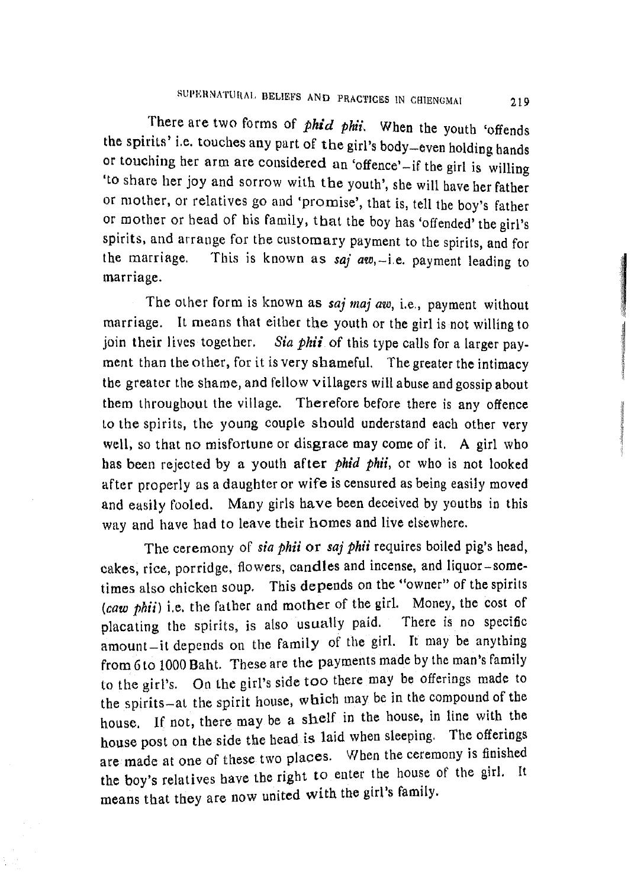There are two forms of *phid phii*. When the youth 'offends the spirits' i.e. touches any part of the girl's body—even holding hands or touching her arm are considered an 'offence'—if the girl is willing 'to share her joy and sorrow with the youth', she will have her father or mother, or relatives go and 'promise', that is, tell the boy's father or mother or head of his family, that the boy has 'offended' the girl's spirits, and arrange for the customary payment to the spirits, and for the marriage. This is known as *saj aw*,—i.e. payment leading to marriage.

The other form is known as *saj maj aw*, i.e., payment without marriage. It means that either the youth or the girl is not willing to join their lives together. *Sia phii* of this type calls for a larger payment than the other, for it is very shameful. The greater the intimacy the greater the shame, and fellow villagers will abuse and gossip about them throughout the village. Therefore before there is any offence to the spirits, the young couple should understand each other very well, so that no misfortune or disgrace may come of it. A girl who has been rejected by a youth after *phid phii*, or who is not looked after properly as a daughter or wife is censured as being easily moved and easily fooled. Many girls have been deceived by youths in this way and have had to leave their homes and live elsewhere.

The ceremony of *sia phii* or *saj phii* requires boiled pig's head, cakes, rice, porridge, flowers, candles and incense, and liquor—sometimes also chicken soup. This depends on the "owner" of the spirits (*caw phii*) i.e. the father and mother of the girl. Money, the cost of placating the spirits, is also usually paid. There is no specific amount—it depends on the family of the girl. It may be anything from 6 to 1000 Baht. These are the payments made by the man's family to the girl's. On the girl's side too there may be offerings made to the spirits—at the spirit house, which may be in the compound of the house. If not, there may be a shelf in the house, in line with the house post on the side the head is laid when sleeping. The offerings are made at one of these two places. When the ceremony is finished the boy's relatives have the right to enter the house of the girl. It means that they are now united with the girl's family.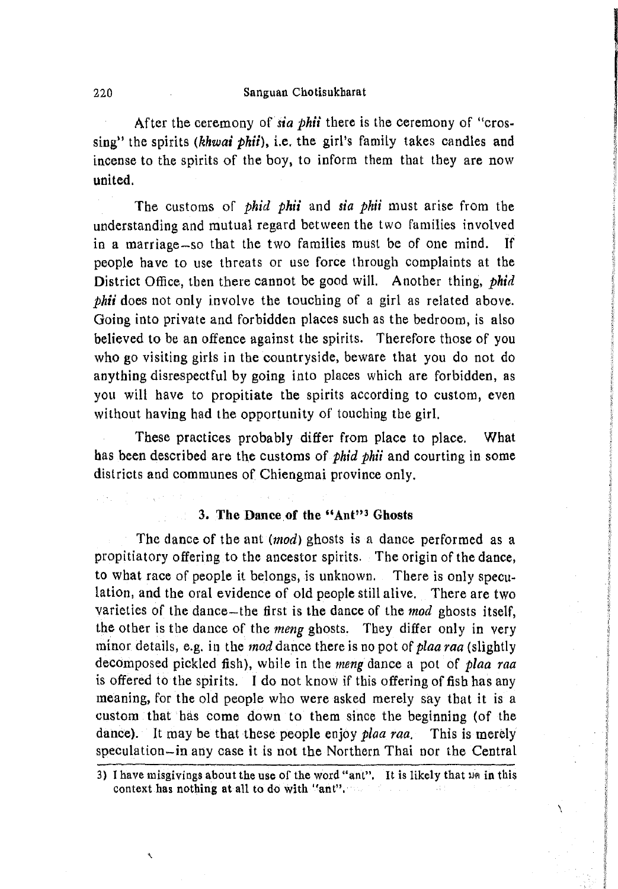After the ceremony of *sia phii* there is the ceremony of "crossing" the spirits (*khwai phii*), i.e. the girl's family takes candles and incense to the spirits of the boy, to inform them that they are now united.

The customs of *phid phii* and *sia phii* must arise from the understanding and mutual regard between the two families involved in a marriage—so that the two families must be of one mind. If people have to use threats or use force through complaints at the District Office, then there cannot be good will. Another thing, *phid phii* does not only involve the touching of a girl as related above. Going into private and forbidden places such as the bedroom, is also believed to be an offence against the spirits. Therefore those of you who go visiting girls in the countryside, beware that you do not do anything disrespectful by going into places which are forbidden, as you will have to propitiate the spirits according to custom, even without having had the opportunity of touching the girl.

These practices probably differ from place to place. What has been described are the customs of *phid phii* and courting in some districts and communes of Chiengmai province only.

### 3. The Dance of the "Ant"[3] Ghosts

The dance of the ant (*mod*) ghosts is a dance performed as a propitiatory offering to the ancestor spirits. The origin of the dance, to what race of people it belongs, is unknown. There is only speculation, and the oral evidence of old people still alive. There are two varieties of the dance—the first is the dance of the *mod* ghosts itself, the other is the dance of the *meng* ghosts. They differ only in very minor details, e.g. in the *mod* dance there is no pot of *plaa raa* (slightly decomposed pickled fish), while in the *meng* dance a pot of *plaa raa* is offered to the spirits. I do not know if this offering of fish has any meaning, for the old people who were asked merely say that it is a custom that has come down to them since the beginning (of the dance). It may be that these people enjoy *plaa raa*. This is merely speculation—in any case it is not the Northern Thai nor the Central

3) I have misgivings about the use of the word "ant". It is likely that มด in this context has nothing at all to do with "ant".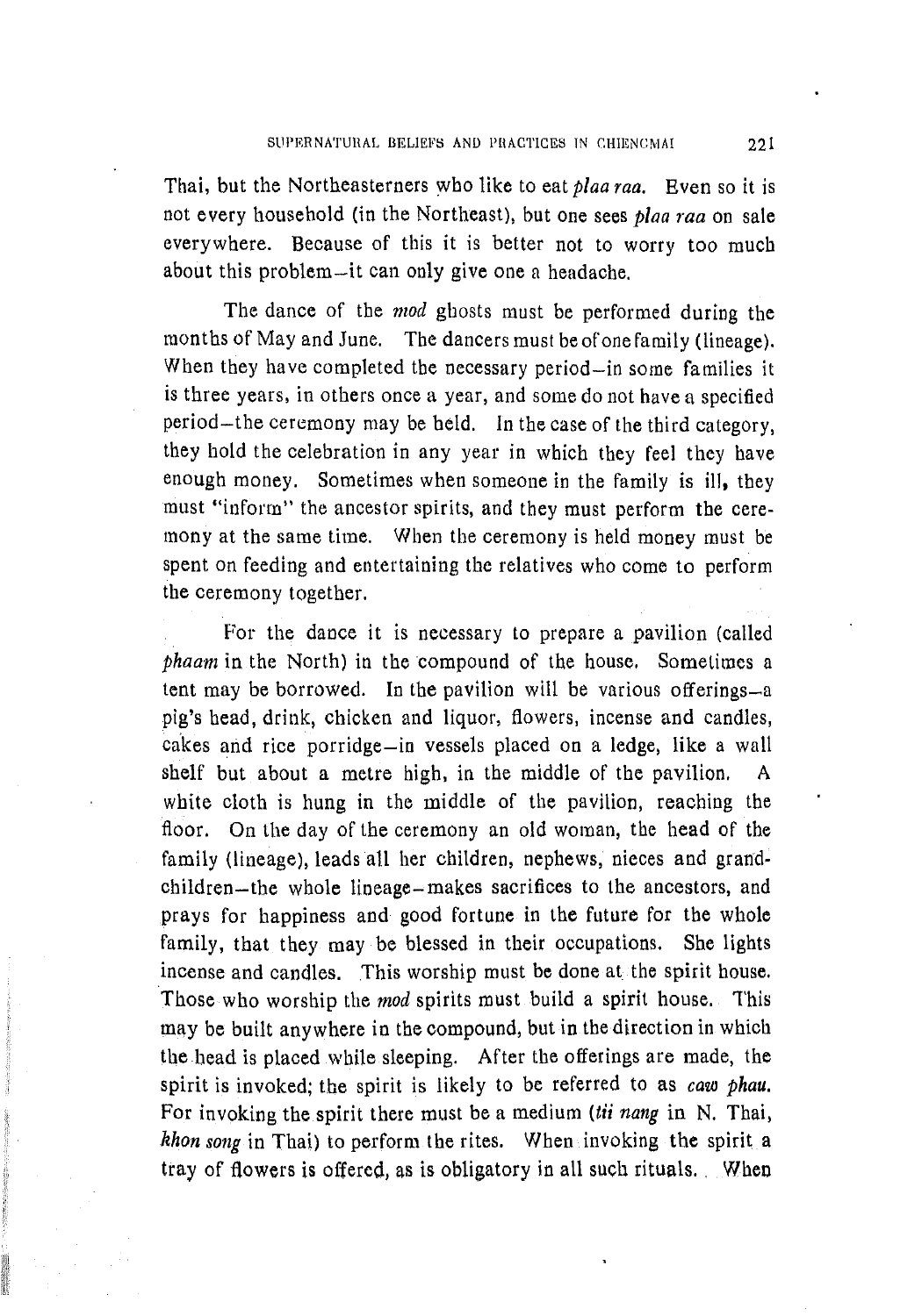Thai, but the Northeasterners who like to eat *plaa raa*. Even so it is not every household (in the Northeast), but one sees *plaa raa* on sale everywhere. Because of this it is better not to worry too much about this problem—it can only give one a headache.

The dance of the *mod* ghosts must be performed during the months of May and June. The dancers must be of one family (lineage). When they have completed the necessary period—in some families it is three years, in others once a year, and some do not have a specified period—the ceremony may be held. In the case of the third category, they hold the celebration in any year in which they feel they have enough money. Sometimes when someone in the family is ill, they must "inform" the ancestor spirits, and they must perform the ceremony at the same time. When the ceremony is held money must be spent on feeding and entertaining the relatives who come to perform the ceremony together.

For the dance it is necessary to prepare a pavilion (called *phaam* in the North) in the compound of the house. Sometimes a tent may be borrowed. In the pavilion will be various offerings—a pig's head, drink, chicken and liquor, flowers, incense and candles, cakes and rice porridge—in vessels placed on a ledge, like a wall shelf but about a metre high, in the middle of the pavilion. A white cloth is hung in the middle of the pavilion, reaching the floor. On the day of the ceremony an old woman, the head of the family (lineage), leads all her children, nephews, nieces and grandchildren—the whole lineage—makes sacrifices to the ancestors, and prays for happiness and good fortune in the future for the whole family, that they may be blessed in their occupations. She lights incense and candles. This worship must be done at the spirit house. Those who worship the *mod* spirits must build a spirit house. This may be built anywhere in the compound, but in the direction in which the head is placed while sleeping. After the offerings are made, the spirit is invoked; the spirit is likely to be referred to as *caw phau*. For invoking the spirit there must be a medium (*tii nang* in N. Thai, *khon song* in Thai) to perform the rites. When invoking the spirit a tray of flowers is offered, as is obligatory in all such rituals. When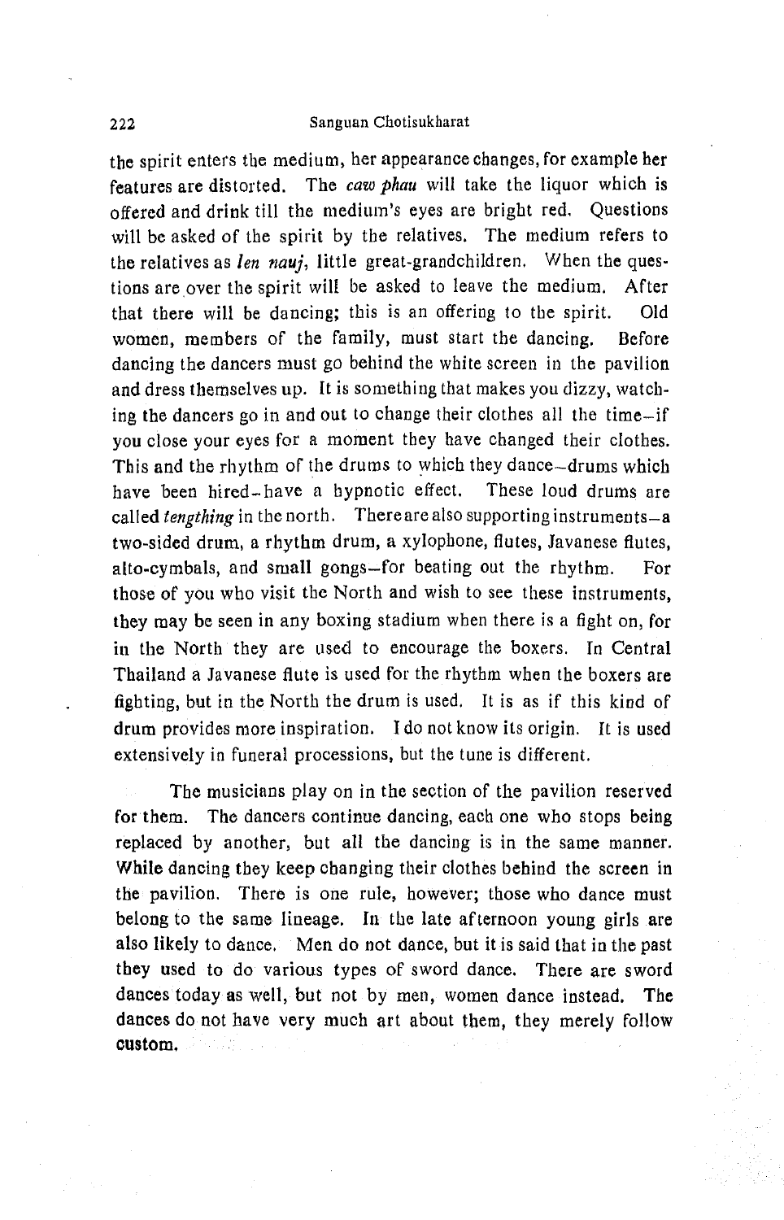the spirit enters the medium, her appearance changes, for example her features are distorted. The *caw phau* will take the liquor which is offered and drink till the medium's eyes are bright red. Questions will be asked of the spirit by the relatives. The medium refers to the relatives as *len nauj*, little great-grandchildren. When the questions are over the spirit will be asked to leave the medium. After that there will be dancing; this is an offering to the spirit. Old women, members of the family, must start the dancing. Before dancing the dancers must go behind the white screen in the pavilion and dress themselves up. It is something that makes you dizzy, watching the dancers go in and out to change their clothes all the time—if you close your eyes for a moment they have changed their clothes. This and the rhythm of the drums to which they dance—drums which have been hired—have a hypnotic effect. These loud drums are called *tengthing* in the north. There are also supporting instruments—a two-sided drum, a rhythm drum, a xylophone, flutes, Javanese flutes, alto-cymbals, and small gongs—for beating out the rhythm. For those of you who visit the North and wish to see these instruments, they may be seen in any boxing stadium when there is a fight on, for in the North they are used to encourage the boxers. In Central Thailand a Javanese flute is used for the rhythm when the boxers are fighting, but in the North the drum is used. It is as if this kind of drum provides more inspiration. I do not know its origin. It is used extensively in funeral processions, but the tune is different.

The musicians play on in the section of the pavilion reserved for them. The dancers continue dancing, each one who stops being replaced by another, but all the dancing is in the same manner. While dancing they keep changing their clothes behind the screen in the pavilion. There is one rule, however; those who dance must belong to the same lineage. In the late afternoon young girls are also likely to dance. Men do not dance, but it is said that in the past they used to do various types of sword dance. There are sword dances today as well, but not by men, women dance instead. The dances do not have very much art about them, they merely follow custom.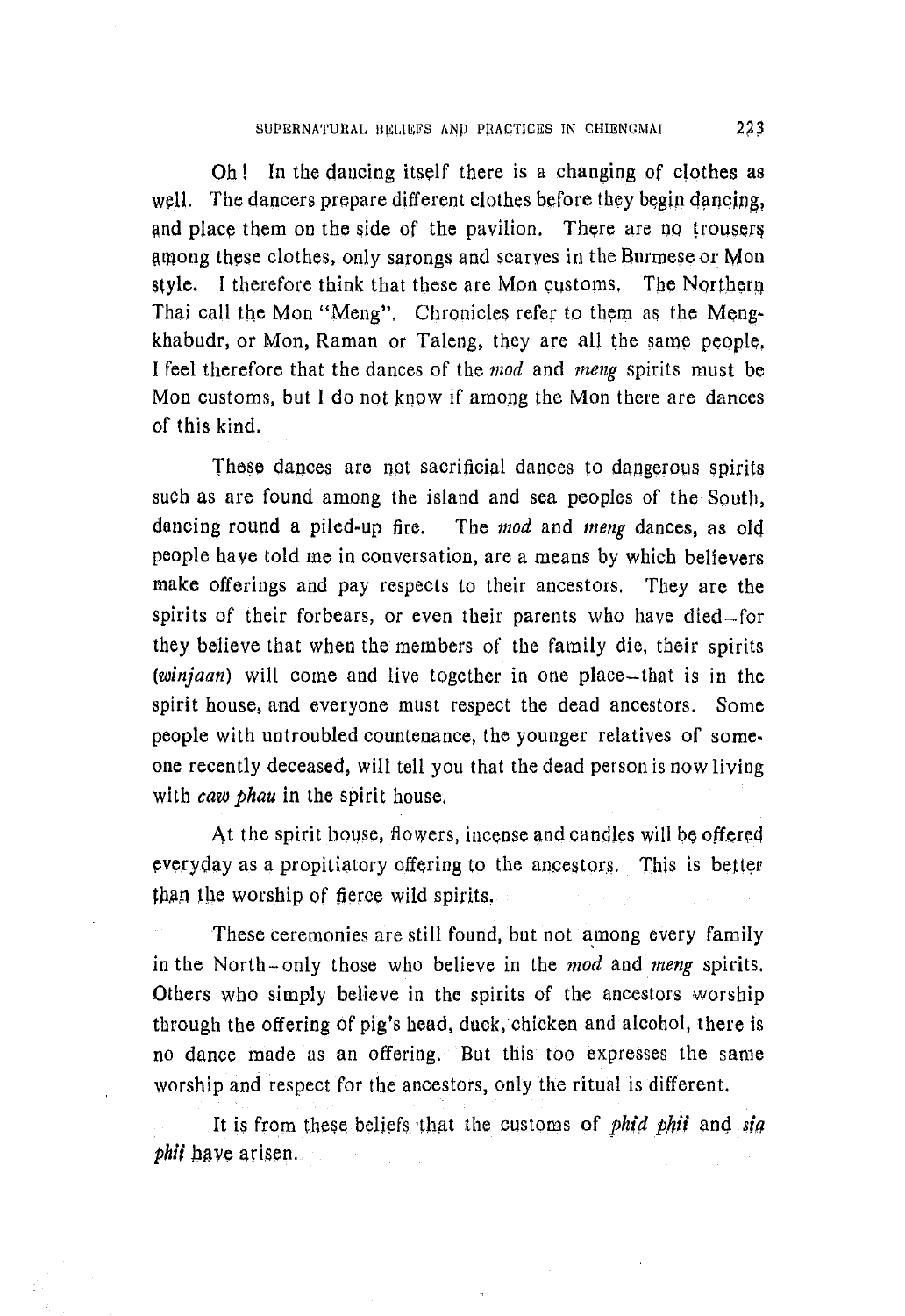Oh! In the dancing itself there is a changing of clothes as well. The dancers prepare different clothes before they begin dancing, and place them on the side of the pavilion. There are no trousers among these clothes, only sarongs and scarves in the Burmese or Mon style. I therefore think that these are Mon customs. The Northern Thai call the Mon "Meng". Chronicles refer to them as the Mengkhabudr, or Mon, Raman or Taleng, they are all the same people. I feel therefore that the dances of the *mod* and *meng* spirits must be Mon customs, but I do not know if among the Mon there are dances of this kind.

These dances are not sacrificial dances to dangerous spirits such as are found among the island and sea peoples of the South, dancing round a piled-up fire. The *mod* and *meng* dances, as old people have told me in conversation, are a means by which believers make offerings and pay respects to their ancestors. They are the spirits of their forbears, or even their parents who have died—for they believe that when the members of the family die, their spirits (*winjaan*) will come and live together in one place—that is in the spirit house, and everyone must respect the dead ancestors. Some people with untroubled countenance, the younger relatives of someone recently deceased, will tell you that the dead person is now living with *caw phau* in the spirit house.

At the spirit house, flowers, incense and candles will be offered everyday as a propitiatory offering to the ancestors. This is better than the worship of fierce wild spirits.

These ceremonies are still found, but not among every family in the North—only those who believe in the *mod* and *meng* spirits. Others who simply believe in the spirits of the ancestors worship through the offering of pig's head, duck, chicken and alcohol, there is no dance made as an offering. But this too expresses the same worship and respect for the ancestors, only the ritual is different.

It is from these beliefs that the customs of *phid phii* and *sia phii* have arisen.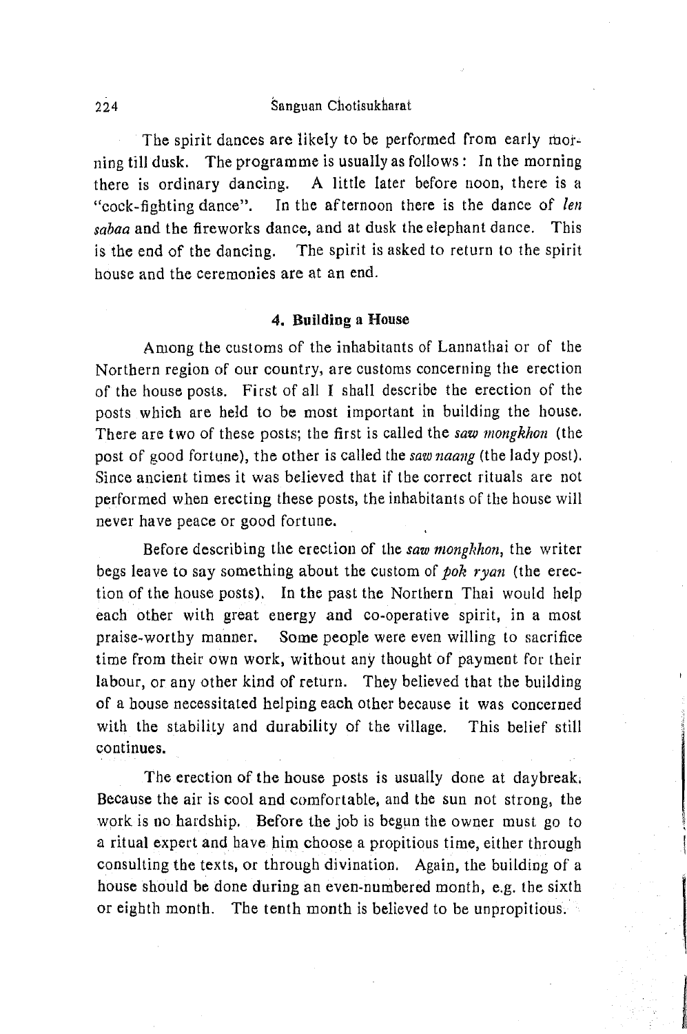The spirit dances are likely to be performed from early morning till dusk. The programme is usually as follows: In the morning there is ordinary dancing. A little later before noon, there is a "cock-fighting dance". In the afternoon there is the dance of *len sabaa* and the fireworks dance, and at dusk the elephant dance. This is the end of the dancing. The spirit is asked to return to the spirit house and the ceremonies are at an end.

### 4. Building a House

Among the customs of the inhabitants of Lannathai or of the Northern region of our country, are customs concerning the erection of the house posts. First of all I shall describe the erection of the posts which are held to be most important in building the house. There are two of these posts; the first is called the *saw mongkhon* (the post of good fortune), the other is called the *saw naang* (the lady post). Since ancient times it was believed that if the correct rituals are not performed when erecting these posts, the inhabitants of the house will never have peace or good fortune.

Before describing the erection of the *saw mongkhon*, the writer begs leave to say something about the custom of *pok ryan* (the erection of the house posts). In the past the Northern Thai would help each other with great energy and co-operative spirit, in a most praise-worthy manner. Some people were even willing to sacrifice time from their own work, without any thought of payment for their labour, or any other kind of return. They believed that the building of a house necessitated helping each other because it was concerned with the stability and durability of the village. This belief still continues.

The erection of the house posts is usually done at daybreak. Because the air is cool and comfortable, and the sun not strong, the work is no hardship. Before the job is begun the owner must go to a ritual expert and have him choose a propitious time, either through consulting the texts, or through divination. Again, the building of a house should be done during an even-numbered month, e.g. the sixth or eighth month. The tenth month is believed to be unpropitious.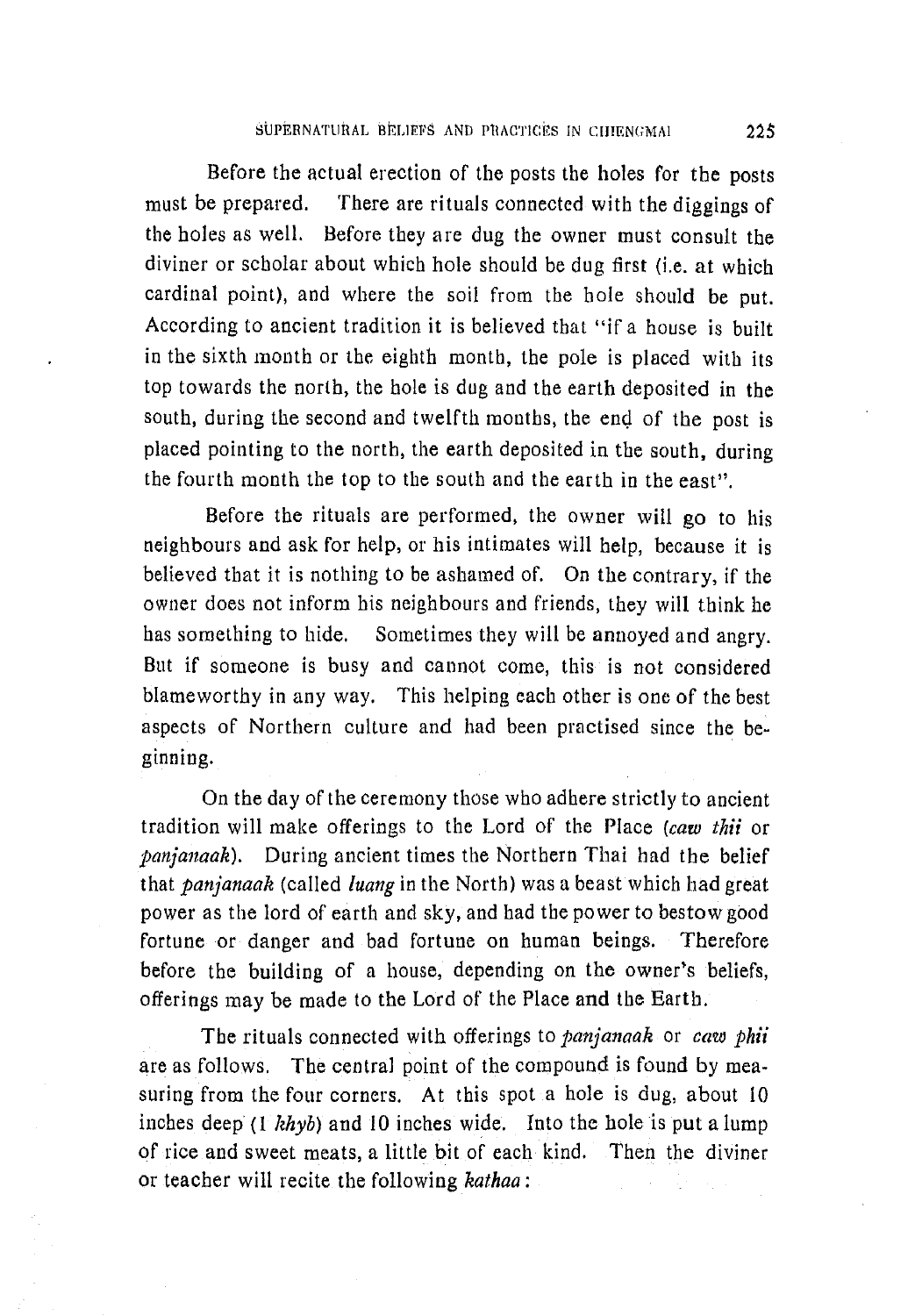Before the actual erection of the posts the holes for the posts must be prepared. There are rituals connected with the diggings of the holes as well. Before they are dug the owner must consult the diviner or scholar about which hole should be dug first (i.e. at which cardinal point), and where the soil from the hole should be put. According to ancient tradition it is believed that "if a house is built in the sixth month or the eighth month, the pole is placed with its top towards the north, the hole is dug and the earth deposited in the south, during the second and twelfth months, the end of the post is placed pointing to the north, the earth deposited in the south, during the fourth month the top to the south and the earth in the east".

Before the rituals are performed, the owner will go to his neighbours and ask for help, or his intimates will help, because it is believed that it is nothing to be ashamed of. On the contrary, if the owner does not inform his neighbours and friends, they will think he has something to hide. Sometimes they will be annoyed and angry. But if someone is busy and cannot come, this is not considered blameworthy in any way. This helping each other is one of the best aspects of Northern culture and had been practised since the beginning.

On the day of the ceremony those who adhere strictly to ancient tradition will make offerings to the Lord of the Place (*caw thii* or *panjanaak*). During ancient times the Northern Thai had the belief that *panjanaak* (called *luang* in the North) was a beast which had great power as the lord of earth and sky, and had the power to bestow good fortune or danger and bad fortune on human beings. Therefore before the building of a house, depending on the owner's beliefs, offerings may be made to the Lord of the Place and the Earth.

The rituals connected with offerings to *panjanaak* or *caw phii* are as follows. The central point of the compound is found by measuring from the four corners. At this spot a hole is dug, about 10 inches deep (1 *khyb*) and 10 inches wide. Into the hole is put a lump of rice and sweet meats, a little bit of each kind. Then the diviner or teacher will recite the following *kathaa*: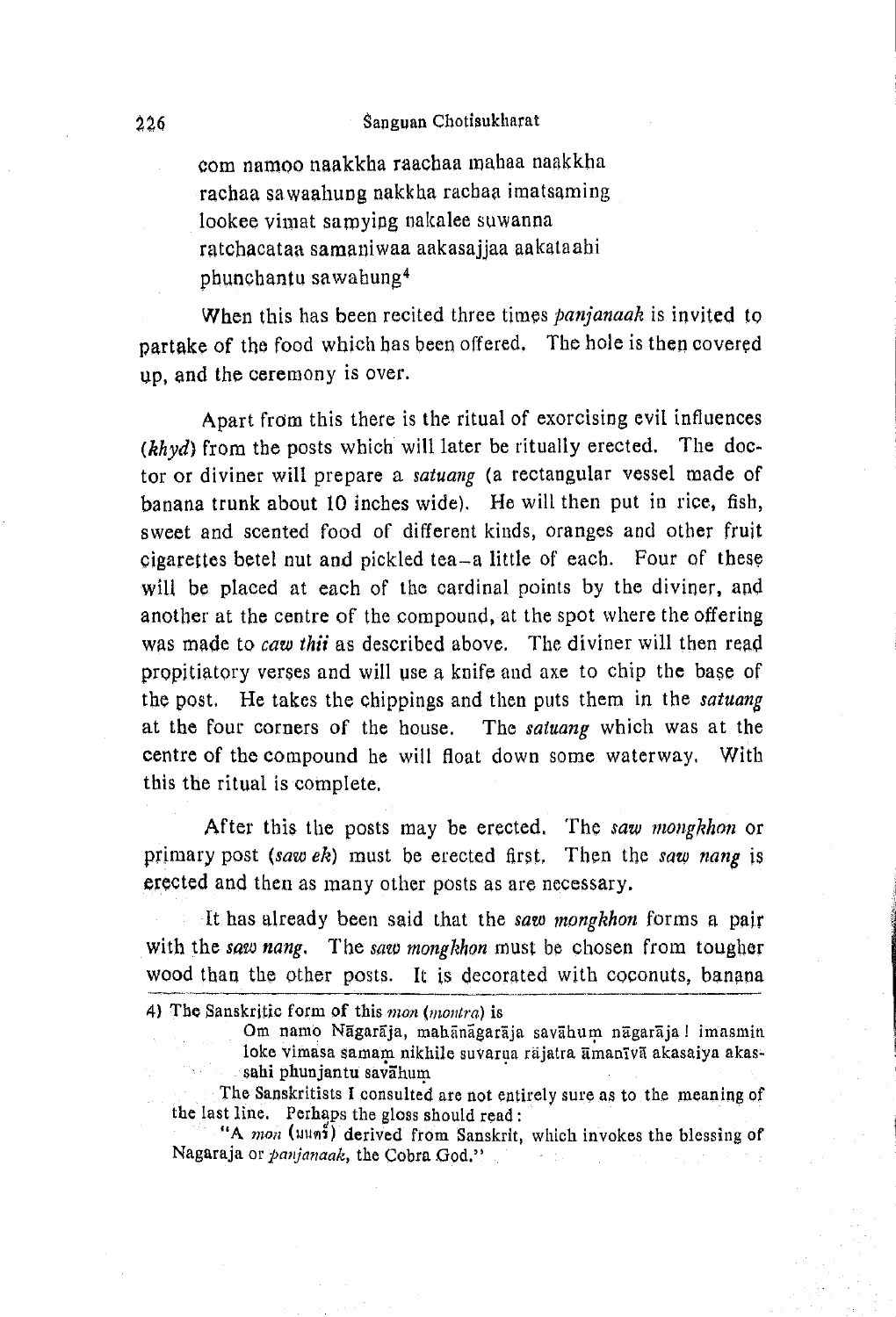com namoo naakkha raachaa mahaa naakkha
rachaa sawaahung nakkha rachaa imatsaming
lookee vimat samying nakalee suwanna
ratchacataa samaniwaa aakasajjaa aakataahi
phunchantu sawahung[4]

When this has been recited three times *panjanaak* is invited to partake of the food which has been offered. The hole is then covered up, and the ceremony is over.

Apart from this there is the ritual of exorcising evil influences (*khyd*) from the posts which will later be ritually erected. The doctor or diviner will prepare a *satuang* (a rectangular vessel made of banana trunk about 10 inches wide). He will then put in rice, fish, sweet and scented food of different kinds, oranges and other fruit cigarettes betel nut and pickled tea–a little of each. Four of these will be placed at each of the cardinal points by the diviner, and another at the centre of the compound, at the spot where the offering was made to *caw thii* as described above. The diviner will then read propitiatory verses and will use a knife and axe to chip the base of the post. He takes the chippings and then puts them in the *satuang* at the four corners of the house. The *satuang* which was at the centre of the compound he will float down some waterway. With this the ritual is complete.

After this the posts may be erected. The *saw mongkhon* or primary post (*saw ek*) must be erected first. Then the *saw nang* is erected and then as many other posts as are necessary.

It has already been said that the *saw mongkhon* forms a pair with the *saw nang*. The *saw mongkhon* must be chosen from tougher wood than the other posts. It is decorated with coconuts, banana

---

4) The Sanskritic form of this *mon* (*montra*) is

Om namo Nāgarāja, mahānāgarāja savāhuṃ nāgarāja! imasmin loke vimasa samaṃ nikhile suvarṇa rājatra āmanīvā akasaiya akassahi phunjantu savāhuṃ

The Sanskritists I consulted are not entirely sure as to the meaning of the last line. Perhaps the gloss should read:

"A *mon* (มนต์) derived from Sanskrit, which invokes the blessing of Nagaraja or *panjanaak*, the Cobra God."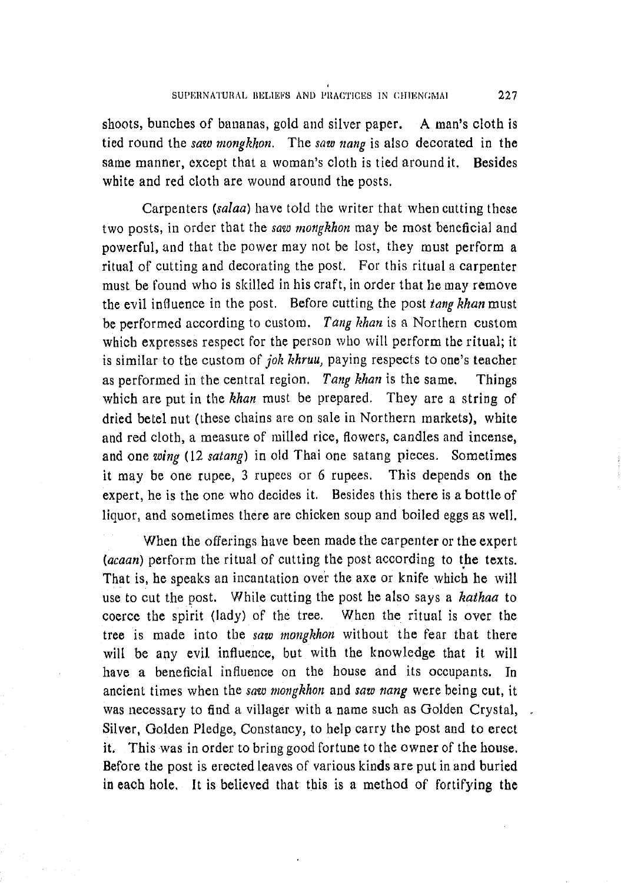shoots, bunches of bananas, gold and silver paper. A man's cloth is tied round the *saw mongkhon*. The *saw nang* is also decorated in the same manner, except that a woman's cloth is tied around it. Besides white and red cloth are wound around the posts.

Carpenters (*salaa*) have told the writer that when cutting these two posts, in order that the *saw mongkhon* may be most beneficial and powerful, and that the power may not be lost, they must perform a ritual of cutting and decorating the post. For this ritual a carpenter must be found who is skilled in his craft, in order that he may remove the evil influence in the post. Before cutting the post *tang khan* must be performed according to custom. *Tang khan* is a Northern custom which expresses respect for the person who will perform the ritual; it is similar to the custom of *jok khruu*, paying respects to one's teacher as performed in the central region. *Tang khan* is the same. Things which are put in the *khan* must be prepared. They are a string of dried betel nut (these chains are on sale in Northern markets), white and red cloth, a measure of milled rice, flowers, candles and incense, and one *wing* (12 *satang*) in old Thai one satang pieces. Sometimes it may be one rupee, 3 rupees or 6 rupees. This depends on the expert, he is the one who decides it. Besides this there is a bottle of liquor, and sometimes there are chicken soup and boiled eggs as well.

When the offerings have been made the carpenter or the expert (*acaan*) perform the ritual of cutting the post according to the texts. That is, he speaks an incantation over the axe or knife which he will use to cut the post. While cutting the post he also says a *kathaa* to coerce the spirit (lady) of the tree. When the ritual is over the tree is made into the *saw mongkhon* without the fear that there will be any evil influence, but with the knowledge that it will have a beneficial influence on the house and its occupants. In ancient times when the *saw mongkhon* and *saw nang* were being cut, it was necessary to find a villager with a name such as Golden Crystal, Silver, Golden Pledge, Constancy, to help carry the post and to erect it. This was in order to bring good fortune to the owner of the house. Before the post is erected leaves of various kinds are put in and buried in each hole. It is believed that this is a method of fortifying the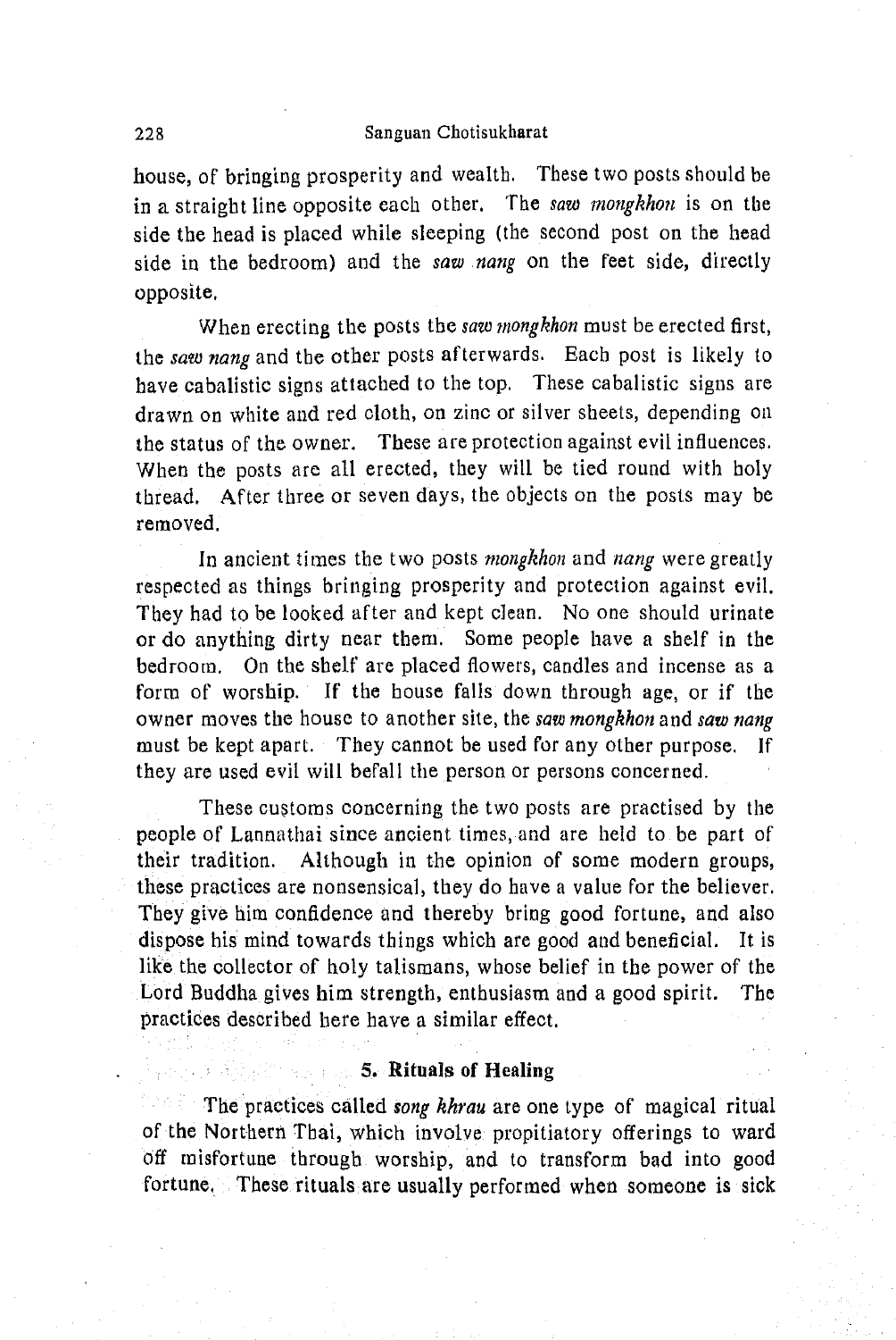house, of bringing prosperity and wealth. These two posts should be in a straight line opposite each other. The *saw mongkhon* is on the side the head is placed while sleeping (the second post on the head side in the bedroom) and the *saw nang* on the feet side, directly opposite.

When erecting the posts the *saw mongkhon* must be erected first, the *saw nang* and the other posts afterwards. Each post is likely to have cabalistic signs attached to the top. These cabalistic signs are drawn on white and red cloth, on zinc or silver sheets, depending on the status of the owner. These are protection against evil influences. When the posts are all erected, they will be tied round with holy thread. After three or seven days, the objects on the posts may be removed.

In ancient times the two posts *mongkhon* and *nang* were greatly respected as things bringing prosperity and protection against evil. They had to be looked after and kept clean. No one should urinate or do anything dirty near them. Some people have a shelf in the bedroom. On the shelf are placed flowers, candles and incense as a form of worship. If the house falls down through age, or if the owner moves the house to another site, the *saw mongkhon* and *saw nang* must be kept apart. They cannot be used for any other purpose. If they are used evil will befall the person or persons concerned.

These customs concerning the two posts are practised by the people of Lannathai since ancient times, and are held to be part of their tradition. Although in the opinion of some modern groups, these practices are nonsensical, they do have a value for the believer. They give him confidence and thereby bring good fortune, and also dispose his mind towards things which are good and beneficial. It is like the collector of holy talismans, whose belief in the power of the Lord Buddha gives him strength, enthusiasm and a good spirit. The practices described here have a similar effect.

## 5. Rituals of Healing

The practices called *song khrau* are one type of magical ritual of the Northern Thai, which involve propitiatory offerings to ward off misfortune through worship, and to transform bad into good fortune. These rituals are usually performed when someone is sick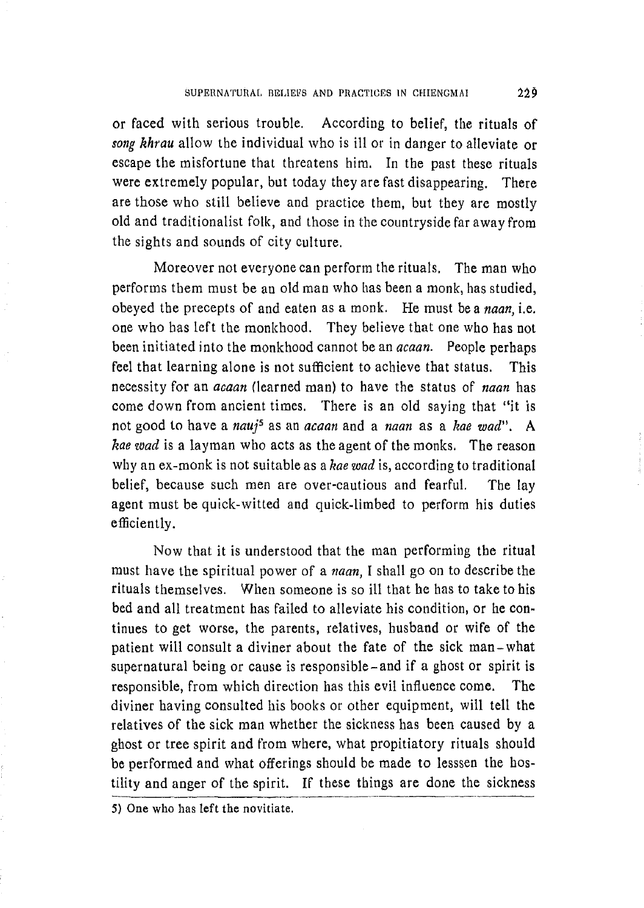or faced with serious trouble. According to belief, the rituals of *song khrau* allow the individual who is ill or in danger to alleviate or escape the misfortune that threatens him. In the past these rituals were extremely popular, but today they are fast disappearing. There are those who still believe and practice them, but they are mostly old and traditionalist folk, and those in the countryside far away from the sights and sounds of city culture.

Moreover not everyone can perform the rituals. The man who performs them must be an old man who has been a monk, has studied, obeyed the precepts of and eaten as a monk. He must be a *naan*, i.e. one who has left the monkhood. They believe that one who has not been initiated into the monkhood cannot be an *acaan*. People perhaps feel that learning alone is not sufficient to achieve that status. This necessity for an *acaan* (learned man) to have the status of *naan* has come down from ancient times. There is an old saying that "it is not good to have a *nauj*[5] as an *acaan* and a *naan* as a *kae wad*". A *kae wad* is a layman who acts as the agent of the monks. The reason why an ex-monk is not suitable as a *kae wad* is, according to traditional belief, because such men are over-cautious and fearful. The lay agent must be quick-witted and quick-limbed to perform his duties efficiently.

Now that it is understood that the man performing the ritual must have the spiritual power of a *naan*, I shall go on to describe the rituals themselves. When someone is so ill that he has to take to his bed and all treatment has failed to alleviate his condition, or he continues to get worse, the parents, relatives, husband or wife of the patient will consult a diviner about the fate of the sick man – what supernatural being or cause is responsible – and if a ghost or spirit is responsible, from which direction has this evil influence come. The diviner having consulted his books or other equipment, will tell the relatives of the sick man whether the sickness has been caused by a ghost or tree spirit and from where, what propitiatory rituals should be performed and what offerings should be made to lesssen the hostility and anger of the spirit. If these things are done the sickness

5) One who has left the novitiate.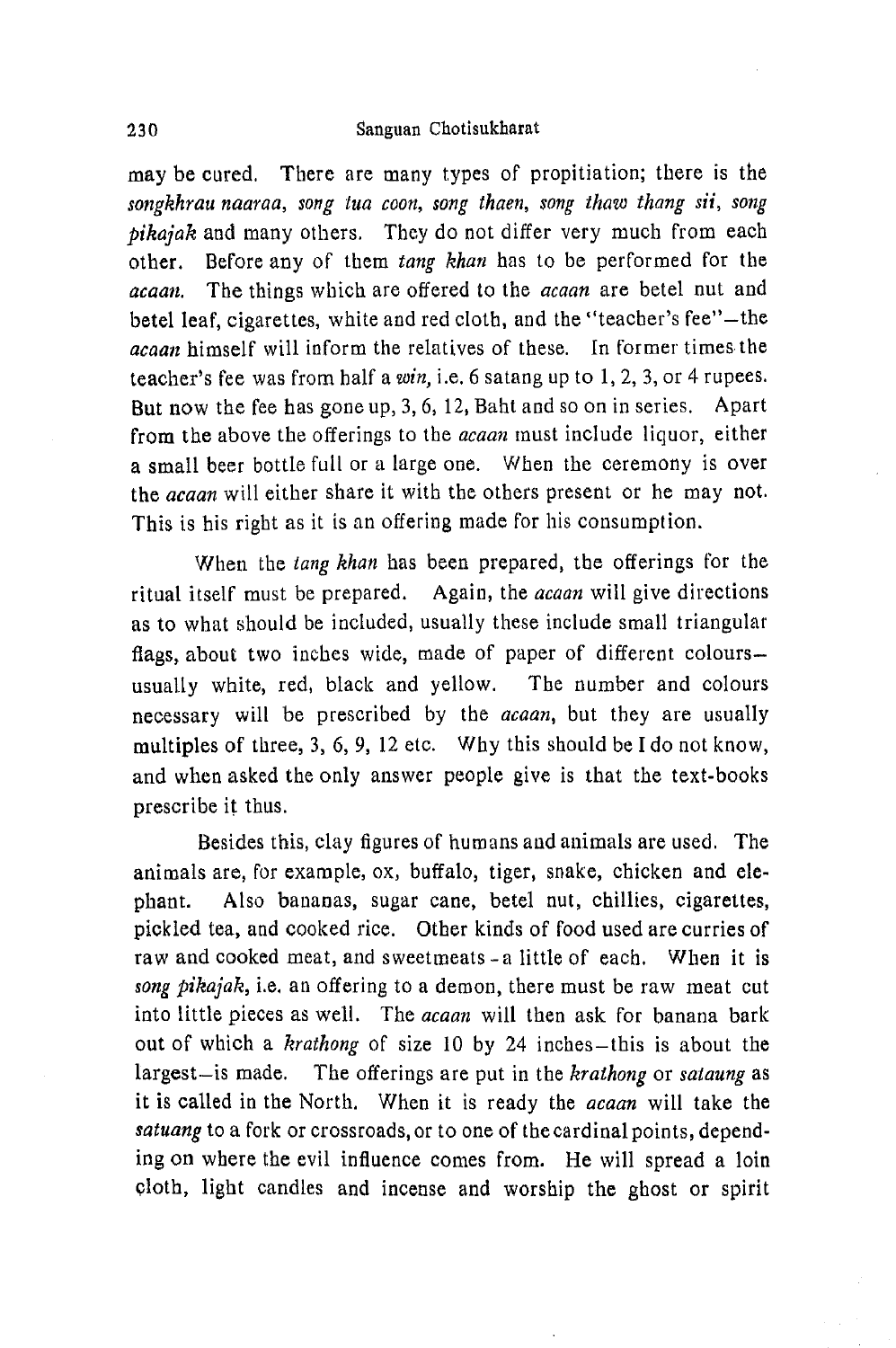may be cured. There are many types of propitiation; there is the *songkhrau naaraa*, *song tua coon*, *song thaen*, *song thaw thang sii*, *song pikajak* and many others. They do not differ very much from each other. Before any of them *tang khan* has to be performed for the *acaan*. The things which are offered to the *acaan* are betel nut and betel leaf, cigarettes, white and red cloth, and the "teacher's fee"—the *acaan* himself will inform the relatives of these. In former times the teacher's fee was from half a *win*, i.e. 6 satang up to 1, 2, 3, or 4 rupees. But now the fee has gone up, 3, 6, 12, Baht and so on in series. Apart from the above the offerings to the *acaan* must include liquor, either a small beer bottle full or a large one. When the ceremony is over the *acaan* will either share it with the others present or he may not. This is his right as it is an offering made for his consumption.

When the *tang khan* has been prepared, the offerings for the ritual itself must be prepared. Again, the *acaan* will give directions as to what should be included, usually these include small triangular flags, about two inches wide, made of paper of different colours—usually white, red, black and yellow. The number and colours necessary will be prescribed by the *acaan*, but they are usually multiples of three, 3, 6, 9, 12 etc. Why this should be I do not know, and when asked the only answer people give is that the text-books prescribe it thus.

Besides this, clay figures of humans and animals are used. The animals are, for example, ox, buffalo, tiger, snake, chicken and elephant. Also bananas, sugar cane, betel nut, chillies, cigarettes, pickled tea, and cooked rice. Other kinds of food used are curries of raw and cooked meat, and sweetmeats - a little of each. When it is *song pikajak*, i.e. an offering to a demon, there must be raw meat cut into little pieces as well. The *acaan* will then ask for banana bark out of which a *krathong* of size 10 by 24 inches—this is about the largest—is made. The offerings are put in the *krathong* or *sataung* as it is called in the North. When it is ready the *acaan* will take the *satuang* to a fork or crossroads, or to one of the cardinal points, depending on where the evil influence comes from. He will spread a loin cloth, light candles and incense and worship the ghost or spirit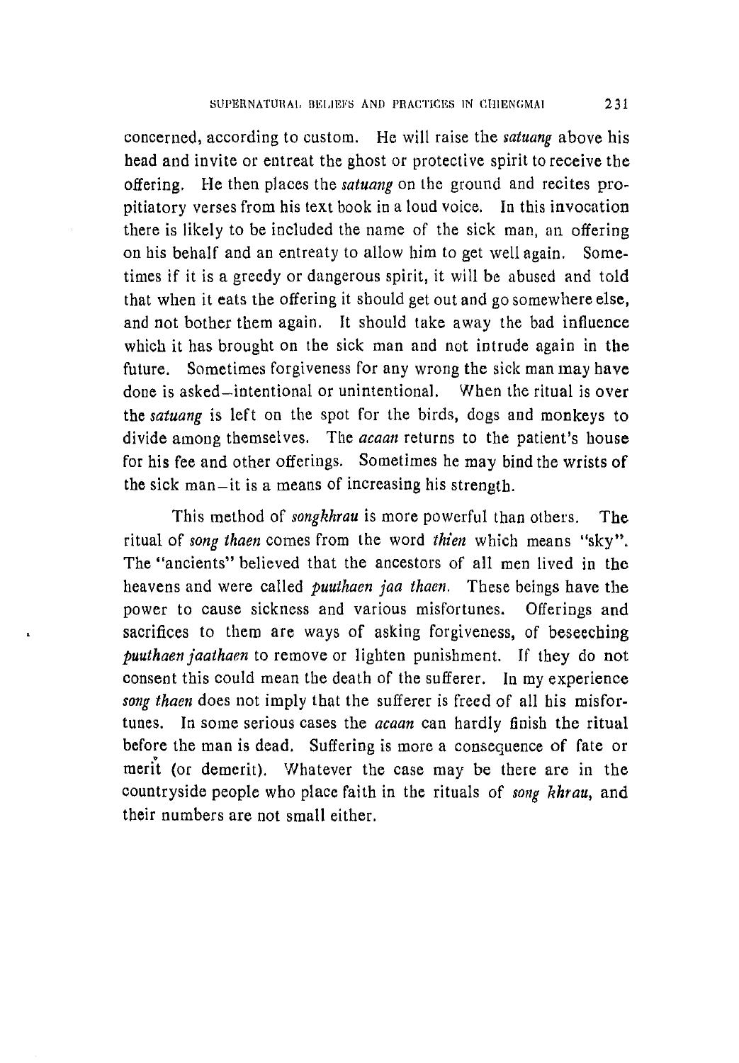concerned, according to custom. He will raise the *satuang* above his head and invite or entreat the ghost or protective spirit to receive the offering. He then places the *satuang* on the ground and recites propitiatory verses from his text book in a loud voice. In this invocation there is likely to be included the name of the sick man, an offering on his behalf and an entreaty to allow him to get well again. Sometimes if it is a greedy or dangerous spirit, it will be abused and told that when it eats the offering it should get out and go somewhere else, and not bother them again. It should take away the bad influence which it has brought on the sick man and not intrude again in the future. Sometimes forgiveness for any wrong the sick man may have done is asked–intentional or unintentional. When the ritual is over the *satuang* is left on the spot for the birds, dogs and monkeys to divide among themselves. The *acaan* returns to the patient's house for his fee and other offerings. Sometimes he may bind the wrists of the sick man–it is a means of increasing his strength.

This method of *songkhrau* is more powerful than others. The ritual of *song thaen* comes from the word *thien* which means "sky". The "ancients" believed that the ancestors of all men lived in the heavens and were called *puuthaen jaa thaen*. These beings have the power to cause sickness and various misfortunes. Offerings and sacrifices to them are ways of asking forgiveness, of beseeching *puuthaen jaathaen* to remove or lighten punishment. If they do not consent this could mean the death of the sufferer. In my experience *song thaen* does not imply that the sufferer is freed of all his misfortunes. In some serious cases the *acaan* can hardly finish the ritual before the man is dead. Suffering is more a consequence of fate or merit (or demerit). Whatever the case may be there are in the countryside people who place faith in the rituals of *song khrau*, and their numbers are not small either.